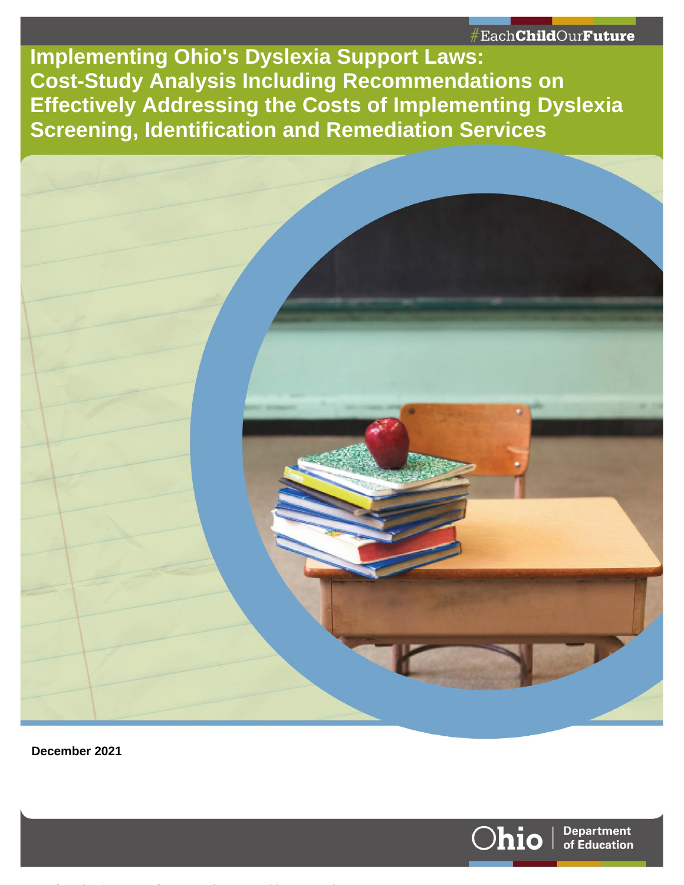#EachChildOurFuture

# Implementing Ohio's Dyslexia Support Laws: Cost-Study Analysis Including Recommendations on Effectively Addressing the Costs of Implementing Dyslexia Screening, Identification and Remediation Services

December 2021

Ohio | Department of Education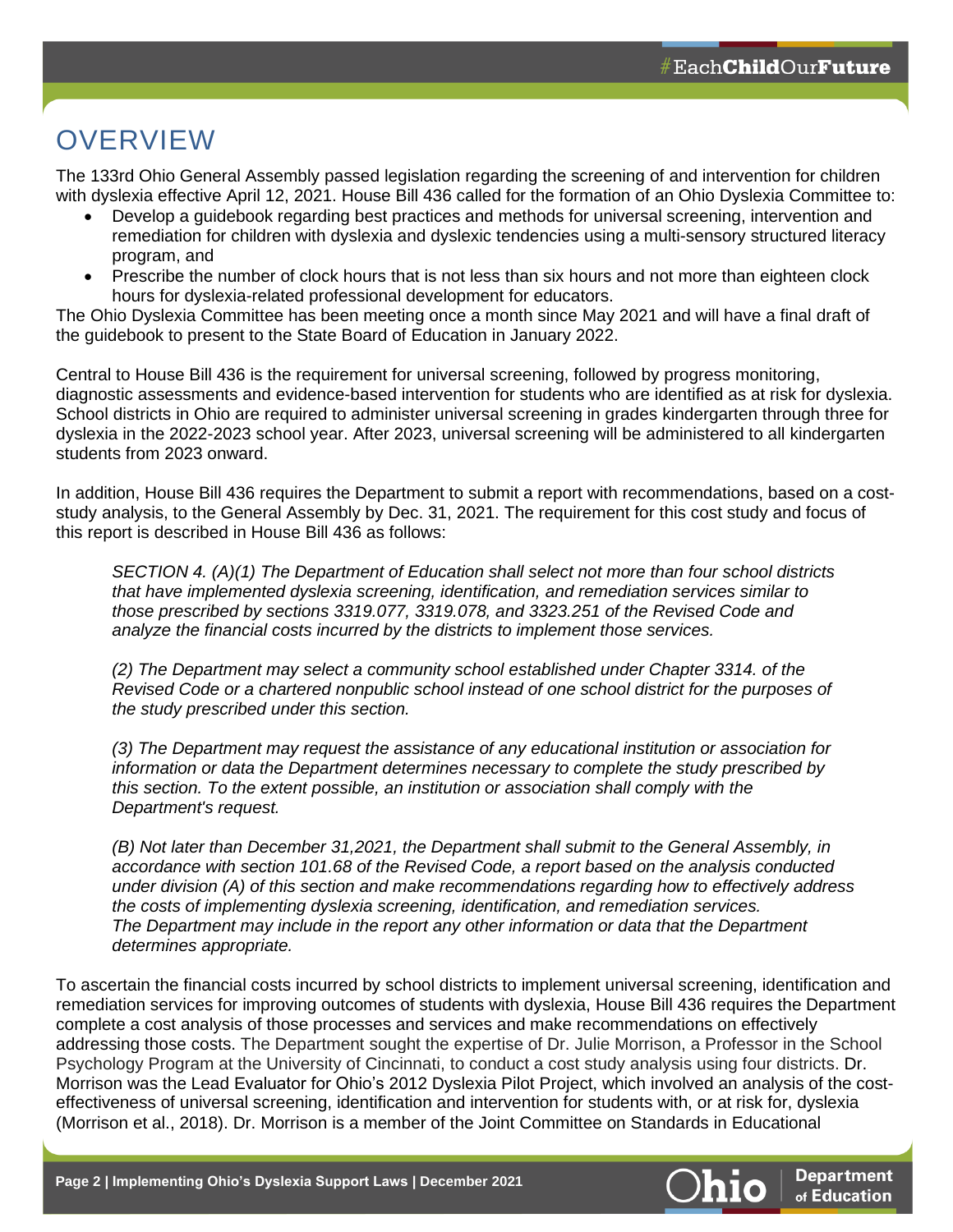# OVERVIEW

The 133rd Ohio General Assembly passed legislation regarding the screening of and intervention for children with dyslexia effective April 12, 2021. House Bill 436 called for the formation of an Ohio Dyslexia Committee to:

- Develop a guidebook regarding best practices and methods for universal screening, intervention and remediation for children with dyslexia and dyslexic tendencies using a multi-sensory structured literacy program, and
- Prescribe the number of clock hours that is not less than six hours and not more than eighteen clock hours for dyslexia-related professional development for educators.

The Ohio Dyslexia Committee has been meeting once a month since May 2021 and will have a final draft of the guidebook to present to the State Board of Education in January 2022.

Central to House Bill 436 is the requirement for universal screening, followed by progress monitoring, diagnostic assessments and evidence-based intervention for students who are identified as at risk for dyslexia. School districts in Ohio are required to administer universal screening in grades kindergarten through three for dyslexia in the 2022-2023 school year. After 2023, universal screening will be administered to all kindergarten students from 2023 onward.

In addition, House Bill 436 requires the Department to submit a report with recommendations, based on a cost-study analysis, to the General Assembly by Dec. 31, 2021. The requirement for this cost study and focus of this report is described in House Bill 436 as follows:

> *SECTION 4. (A)(1) The Department of Education shall select not more than four school districts that have implemented dyslexia screening, identification, and remediation services similar to those prescribed by sections 3319.077, 3319.078, and 3323.251 of the Revised Code and analyze the financial costs incurred by the districts to implement those services.*
>
> *(2) The Department may select a community school established under Chapter 3314. of the Revised Code or a chartered nonpublic school instead of one school district for the purposes of the study prescribed under this section.*
>
> *(3) The Department may request the assistance of any educational institution or association for information or data the Department determines necessary to complete the study prescribed by this section. To the extent possible, an institution or association shall comply with the Department's request.*
>
> *(B) Not later than December 31,2021, the Department shall submit to the General Assembly, in accordance with section 101.68 of the Revised Code, a report based on the analysis conducted under division (A) of this section and make recommendations regarding how to effectively address the costs of implementing dyslexia screening, identification, and remediation services. The Department may include in the report any other information or data that the Department determines appropriate.*

To ascertain the financial costs incurred by school districts to implement universal screening, identification and remediation services for improving outcomes of students with dyslexia, House Bill 436 requires the Department complete a cost analysis of those processes and services and make recommendations on effectively addressing those costs. The Department sought the expertise of Dr. Julie Morrison, a Professor in the School Psychology Program at the University of Cincinnati, to conduct a cost study analysis using four districts. Dr. Morrison was the Lead Evaluator for Ohio's 2012 Dyslexia Pilot Project, which involved an analysis of the cost-effectiveness of universal screening, identification and intervention for students with, or at risk for, dyslexia (Morrison et al., 2018). Dr. Morrison is a member of the Joint Committee on Standards in Educational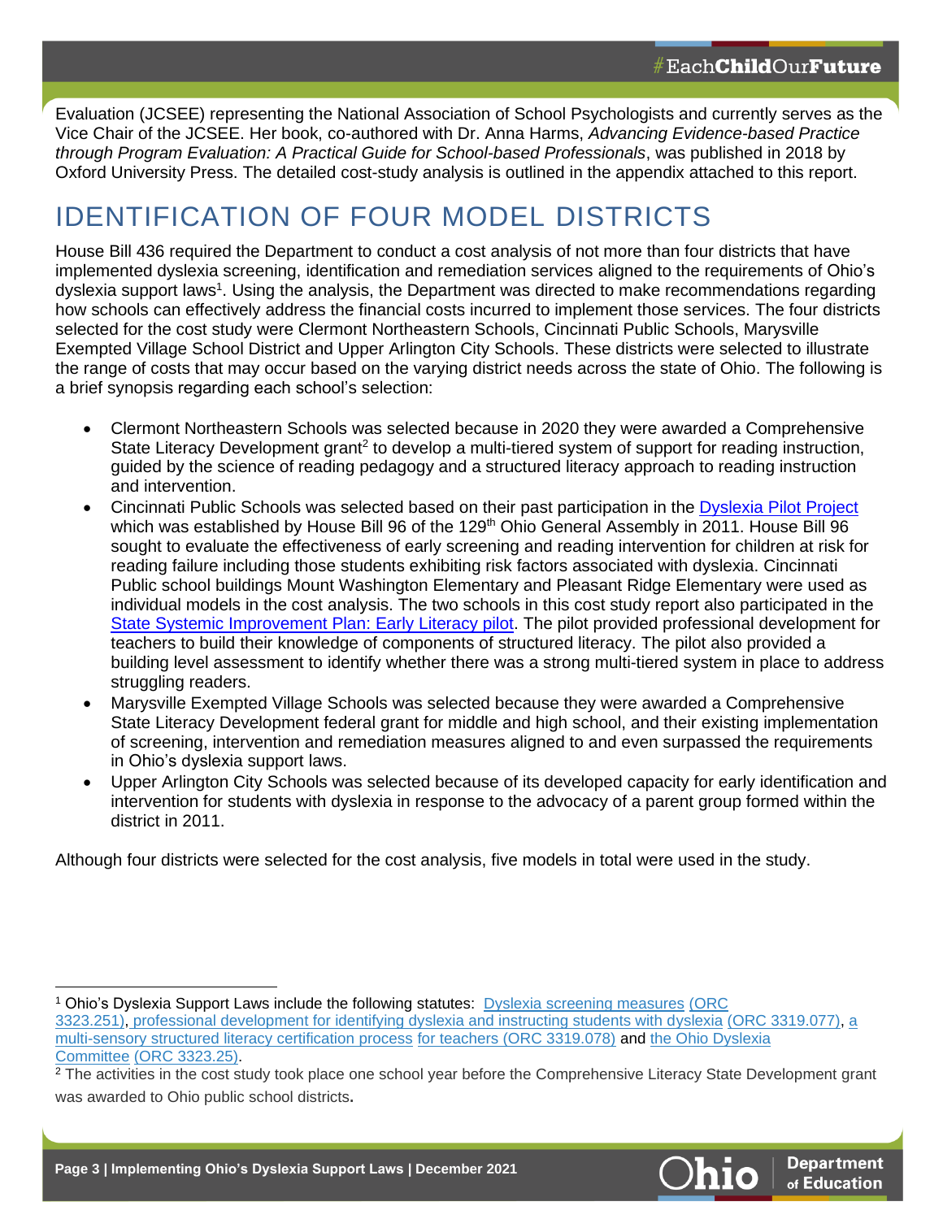Evaluation (JCSEE) representing the National Association of School Psychologists and currently serves as the Vice Chair of the JCSEE. Her book, co-authored with Dr. Anna Harms, *Advancing Evidence-based Practice through Program Evaluation: A Practical Guide for School-based Professionals*, was published in 2018 by Oxford University Press. The detailed cost-study analysis is outlined in the appendix attached to this report.

# IDENTIFICATION OF FOUR MODEL DISTRICTS

House Bill 436 required the Department to conduct a cost analysis of not more than four districts that have implemented dyslexia screening, identification and remediation services aligned to the requirements of Ohio's dyslexia support laws[1]. Using the analysis, the Department was directed to make recommendations regarding how schools can effectively address the financial costs incurred to implement those services. The four districts selected for the cost study were Clermont Northeastern Schools, Cincinnati Public Schools, Marysville Exempted Village School District and Upper Arlington City Schools. These districts were selected to illustrate the range of costs that may occur based on the varying district needs across the state of Ohio. The following is a brief synopsis regarding each school's selection:

- Clermont Northeastern Schools was selected because in 2020 they were awarded a Comprehensive State Literacy Development grant[2] to develop a multi-tiered system of support for reading instruction, guided by the science of reading pedagogy and a structured literacy approach to reading instruction and intervention.
- Cincinnati Public Schools was selected based on their past participation in the Dyslexia Pilot Project which was established by House Bill 96 of the 129th Ohio General Assembly in 2011. House Bill 96 sought to evaluate the effectiveness of early screening and reading intervention for children at risk for reading failure including those students exhibiting risk factors associated with dyslexia. Cincinnati Public school buildings Mount Washington Elementary and Pleasant Ridge Elementary were used as individual models in the cost analysis. The two schools in this cost study report also participated in the State Systemic Improvement Plan: Early Literacy pilot. The pilot provided professional development for teachers to build their knowledge of components of structured literacy. The pilot also provided a building level assessment to identify whether there was a strong multi-tiered system in place to address struggling readers.
- Marysville Exempted Village Schools was selected because they were awarded a Comprehensive State Literacy Development federal grant for middle and high school, and their existing implementation of screening, intervention and remediation measures aligned to and even surpassed the requirements in Ohio's dyslexia support laws.
- Upper Arlington City Schools was selected because of its developed capacity for early identification and intervention for students with dyslexia in response to the advocacy of a parent group formed within the district in 2011.

Although four districts were selected for the cost analysis, five models in total were used in the study.

---

[1] Ohio's Dyslexia Support Laws include the following statutes: Dyslexia screening measures (ORC 3323.251), professional development for identifying dyslexia and instructing students with dyslexia (ORC 3319.077), a multi-sensory structured literacy certification process for teachers (ORC 3319.078) and the Ohio Dyslexia Committee (ORC 3323.25).

[2] The activities in the cost study took place one school year before the Comprehensive Literacy State Development grant was awarded to Ohio public school districts.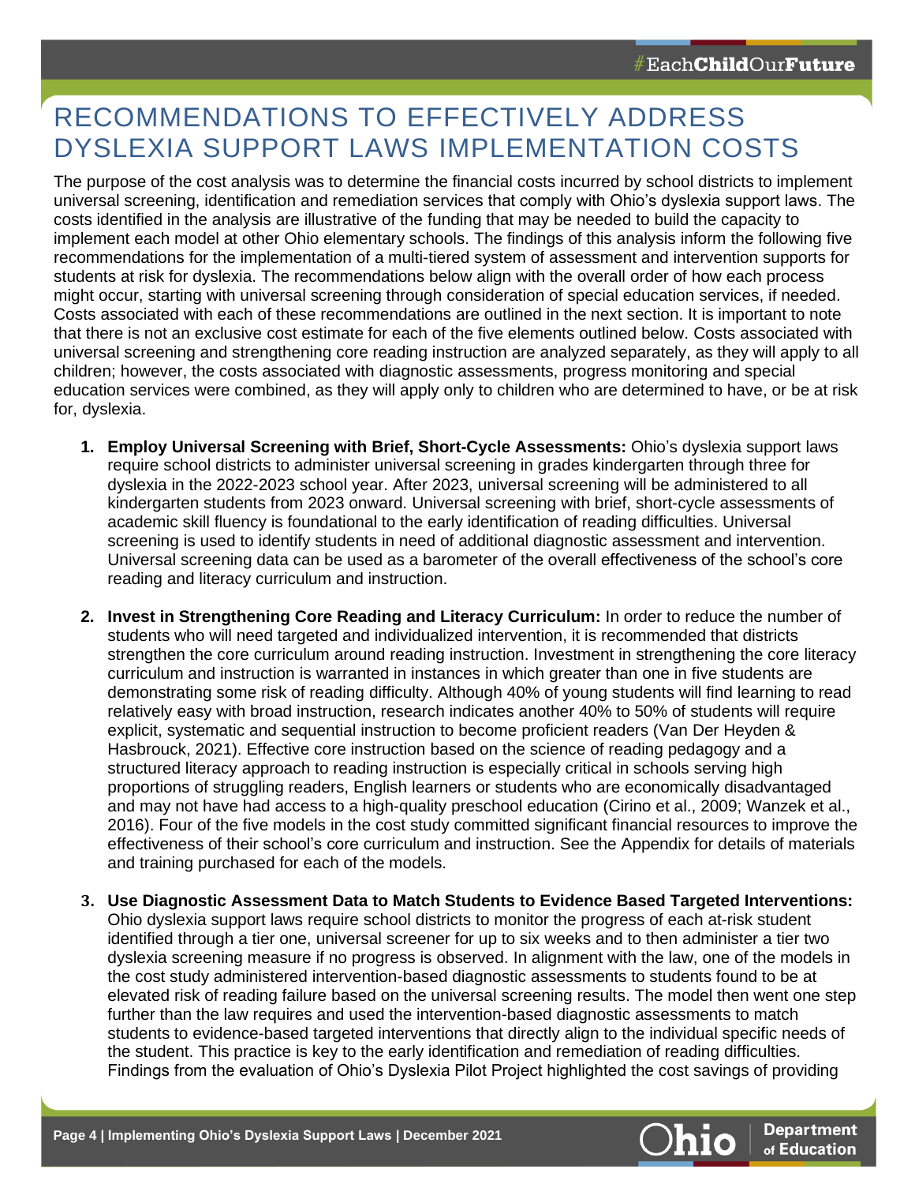# RECOMMENDATIONS TO EFFECTIVELY ADDRESS DYSLEXIA SUPPORT LAWS IMPLEMENTATION COSTS

The purpose of the cost analysis was to determine the financial costs incurred by school districts to implement universal screening, identification and remediation services that comply with Ohio's dyslexia support laws. The costs identified in the analysis are illustrative of the funding that may be needed to build the capacity to implement each model at other Ohio elementary schools. The findings of this analysis inform the following five recommendations for the implementation of a multi-tiered system of assessment and intervention supports for students at risk for dyslexia. The recommendations below align with the overall order of how each process might occur, starting with universal screening through consideration of special education services, if needed. Costs associated with each of these recommendations are outlined in the next section. It is important to note that there is not an exclusive cost estimate for each of the five elements outlined below. Costs associated with universal screening and strengthening core reading instruction are analyzed separately, as they will apply to all children; however, the costs associated with diagnostic assessments, progress monitoring and special education services were combined, as they will apply only to children who are determined to have, or be at risk for, dyslexia.

1. **Employ Universal Screening with Brief, Short-Cycle Assessments:** Ohio's dyslexia support laws require school districts to administer universal screening in grades kindergarten through three for dyslexia in the 2022-2023 school year. After 2023, universal screening will be administered to all kindergarten students from 2023 onward. Universal screening with brief, short-cycle assessments of academic skill fluency is foundational to the early identification of reading difficulties. Universal screening is used to identify students in need of additional diagnostic assessment and intervention. Universal screening data can be used as a barometer of the overall effectiveness of the school's core reading and literacy curriculum and instruction.

2. **Invest in Strengthening Core Reading and Literacy Curriculum:** In order to reduce the number of students who will need targeted and individualized intervention, it is recommended that districts strengthen the core curriculum around reading instruction. Investment in strengthening the core literacy curriculum and instruction is warranted in instances in which greater than one in five students are demonstrating some risk of reading difficulty. Although 40% of young students will find learning to read relatively easy with broad instruction, research indicates another 40% to 50% of students will require explicit, systematic and sequential instruction to become proficient readers (Van Der Heyden & Hasbrouck, 2021). Effective core instruction based on the science of reading pedagogy and a structured literacy approach to reading instruction is especially critical in schools serving high proportions of struggling readers, English learners or students who are economically disadvantaged and may not have had access to a high-quality preschool education (Cirino et al., 2009; Wanzek et al., 2016). Four of the five models in the cost study committed significant financial resources to improve the effectiveness of their school's core curriculum and instruction. See the Appendix for details of materials and training purchased for each of the models.

3. **Use Diagnostic Assessment Data to Match Students to Evidence Based Targeted Interventions:** Ohio dyslexia support laws require school districts to monitor the progress of each at-risk student identified through a tier one, universal screener for up to six weeks and to then administer a tier two dyslexia screening measure if no progress is observed. In alignment with the law, one of the models in the cost study administered intervention-based diagnostic assessments to students found to be at elevated risk of reading failure based on the universal screening results. The model then went one step further than the law requires and used the intervention-based diagnostic assessments to match students to evidence-based targeted interventions that directly align to the individual specific needs of the student. This practice is key to the early identification and remediation of reading difficulties. Findings from the evaluation of Ohio's Dyslexia Pilot Project highlighted the cost savings of providing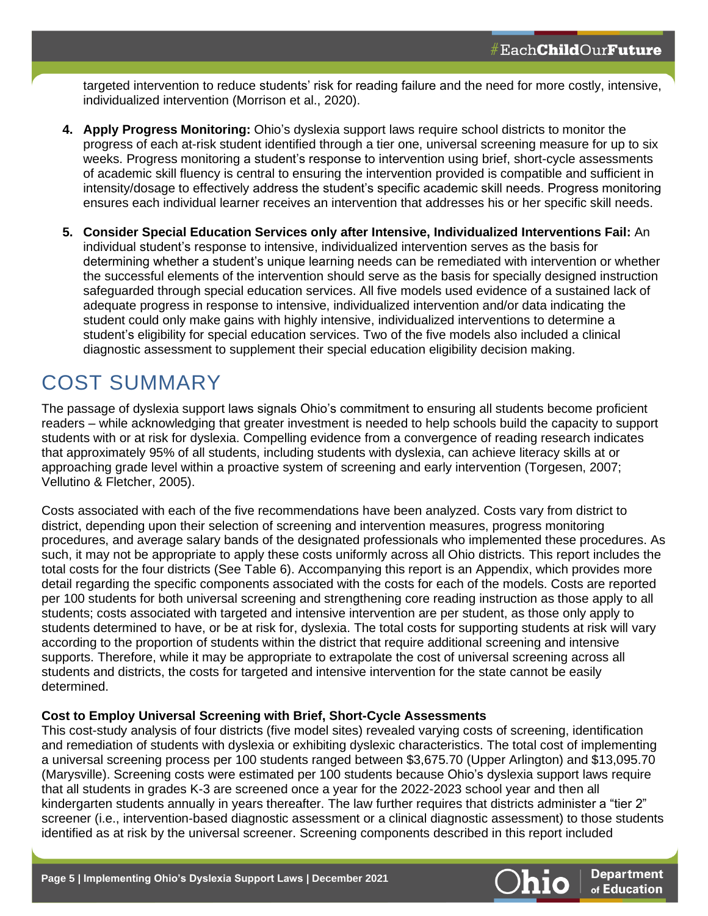targeted intervention to reduce students' risk for reading failure and the need for more costly, intensive, individualized intervention (Morrison et al., 2020).

4. **Apply Progress Monitoring:** Ohio's dyslexia support laws require school districts to monitor the progress of each at-risk student identified through a tier one, universal screening measure for up to six weeks. Progress monitoring a student's response to intervention using brief, short-cycle assessments of academic skill fluency is central to ensuring the intervention provided is compatible and sufficient in intensity/dosage to effectively address the student's specific academic skill needs. Progress monitoring ensures each individual learner receives an intervention that addresses his or her specific skill needs.

5. **Consider Special Education Services only after Intensive, Individualized Interventions Fail:** An individual student's response to intensive, individualized intervention serves as the basis for determining whether a student's unique learning needs can be remediated with intervention or whether the successful elements of the intervention should serve as the basis for specially designed instruction safeguarded through special education services. All five models used evidence of a sustained lack of adequate progress in response to intensive, individualized intervention and/or data indicating the student could only make gains with highly intensive, individualized interventions to determine a student's eligibility for special education services. Two of the five models also included a clinical diagnostic assessment to supplement their special education eligibility decision making.

## COST SUMMARY

The passage of dyslexia support laws signals Ohio's commitment to ensuring all students become proficient readers – while acknowledging that greater investment is needed to help schools build the capacity to support students with or at risk for dyslexia. Compelling evidence from a convergence of reading research indicates that approximately 95% of all students, including students with dyslexia, can achieve literacy skills at or approaching grade level within a proactive system of screening and early intervention (Torgesen, 2007; Vellutino & Fletcher, 2005).

Costs associated with each of the five recommendations have been analyzed. Costs vary from district to district, depending upon their selection of screening and intervention measures, progress monitoring procedures, and average salary bands of the designated professionals who implemented these procedures. As such, it may not be appropriate to apply these costs uniformly across all Ohio districts. This report includes the total costs for the four districts (See Table 6). Accompanying this report is an Appendix, which provides more detail regarding the specific components associated with the costs for each of the models. Costs are reported per 100 students for both universal screening and strengthening core reading instruction as those apply to all students; costs associated with targeted and intensive intervention are per student, as those only apply to students determined to have, or be at risk for, dyslexia. The total costs for supporting students at risk will vary according to the proportion of students within the district that require additional screening and intensive supports. Therefore, while it may be appropriate to extrapolate the cost of universal screening across all students and districts, the costs for targeted and intensive intervention for the state cannot be easily determined.

### Cost to Employ Universal Screening with Brief, Short-Cycle Assessments

This cost-study analysis of four districts (five model sites) revealed varying costs of screening, identification and remediation of students with dyslexia or exhibiting dyslexic characteristics. The total cost of implementing a universal screening process per 100 students ranged between $3,675.70 (Upper Arlington) and $13,095.70 (Marysville). Screening costs were estimated per 100 students because Ohio's dyslexia support laws require that all students in grades K-3 are screened once a year for the 2022-2023 school year and then all kindergarten students annually in years thereafter. The law further requires that districts administer a "tier 2" screener (i.e., intervention-based diagnostic assessment or a clinical diagnostic assessment) to those students identified as at risk by the universal screener. Screening components described in this report included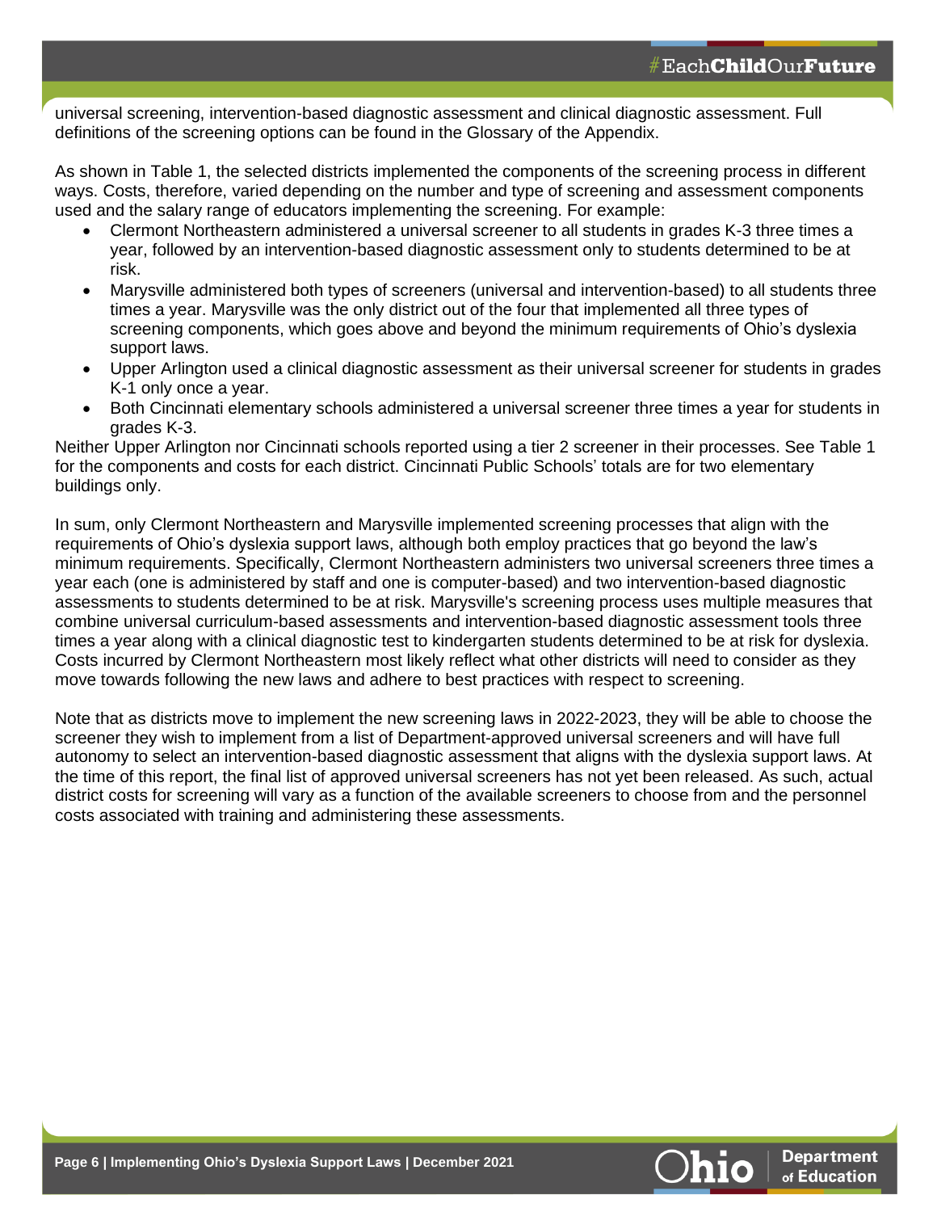universal screening, intervention-based diagnostic assessment and clinical diagnostic assessment. Full definitions of the screening options can be found in the Glossary of the Appendix.

As shown in Table 1, the selected districts implemented the components of the screening process in different ways. Costs, therefore, varied depending on the number and type of screening and assessment components used and the salary range of educators implementing the screening. For example:

- Clermont Northeastern administered a universal screener to all students in grades K-3 three times a year, followed by an intervention-based diagnostic assessment only to students determined to be at risk.
- Marysville administered both types of screeners (universal and intervention-based) to all students three times a year. Marysville was the only district out of the four that implemented all three types of screening components, which goes above and beyond the minimum requirements of Ohio's dyslexia support laws.
- Upper Arlington used a clinical diagnostic assessment as their universal screener for students in grades K-1 only once a year.
- Both Cincinnati elementary schools administered a universal screener three times a year for students in grades K-3.

Neither Upper Arlington nor Cincinnati schools reported using a tier 2 screener in their processes. See Table 1 for the components and costs for each district. Cincinnati Public Schools' totals are for two elementary buildings only.

In sum, only Clermont Northeastern and Marysville implemented screening processes that align with the requirements of Ohio's dyslexia support laws, although both employ practices that go beyond the law's minimum requirements. Specifically, Clermont Northeastern administers two universal screeners three times a year each (one is administered by staff and one is computer-based) and two intervention-based diagnostic assessments to students determined to be at risk. Marysville's screening process uses multiple measures that combine universal curriculum-based assessments and intervention-based diagnostic assessment tools three times a year along with a clinical diagnostic test to kindergarten students determined to be at risk for dyslexia. Costs incurred by Clermont Northeastern most likely reflect what other districts will need to consider as they move towards following the new laws and adhere to best practices with respect to screening.

Note that as districts move to implement the new screening laws in 2022-2023, they will be able to choose the screener they wish to implement from a list of Department-approved universal screeners and will have full autonomy to select an intervention-based diagnostic assessment that aligns with the dyslexia support laws. At the time of this report, the final list of approved universal screeners has not yet been released. As such, actual district costs for screening will vary as a function of the available screeners to choose from and the personnel costs associated with training and administering these assessments.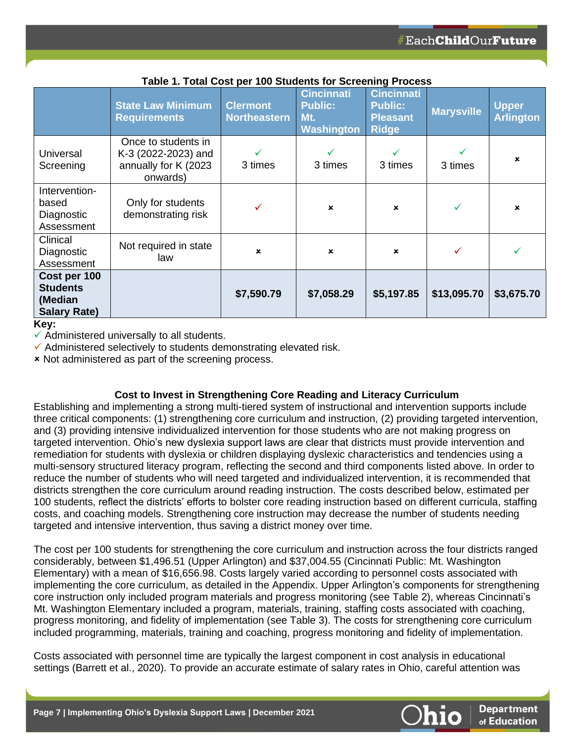**Table 1. Total Cost per 100 Students for Screening Process**

| | State Law Minimum Requirements | Clermont Northeastern | Cincinnati Public: Mt. Washington | Cincinnati Public: Pleasant Ridge | Marysville | Upper Arlington |
|---|---|---|---|---|---|---|
| Universal Screening | Once to students in K-3 (2022-2023) and annually for K (2023 onwards) | ✓ (green) 3 times | ✓ (green) 3 times | ✓ (green) 3 times | ✓ (green) 3 times | × |
| Intervention-based Diagnostic Assessment | Only for students demonstrating risk | ✓ (orange) | × | × | ✓ (green) | × |
| Clinical Diagnostic Assessment | Not required in state law | × | × | × | ✓ (orange) | ✓ (green) |
| **Cost per 100 Students (Median Salary Rate)** | | **$7,590.79** | **$7,058.29** | **$5,197.85** | **$13,095.70** | **$3,675.70** |

**Key:**

✓ (green) Administered universally to all students.
✓ (orange) Administered selectively to students demonstrating elevated risk.
× Not administered as part of the screening process.

## Cost to Invest in Strengthening Core Reading and Literacy Curriculum

Establishing and implementing a strong multi-tiered system of instructional and intervention supports include three critical components: (1) strengthening core curriculum and instruction, (2) providing targeted intervention, and (3) providing intensive individualized intervention for those students who are not making progress on targeted intervention. Ohio's new dyslexia support laws are clear that districts must provide intervention and remediation for students with dyslexia or children displaying dyslexic characteristics and tendencies using a multi-sensory structured literacy program, reflecting the second and third components listed above. In order to reduce the number of students who will need targeted and individualized intervention, it is recommended that districts strengthen the core curriculum around reading instruction. The costs described below, estimated per 100 students, reflect the districts' efforts to bolster core reading instruction based on different curricula, staffing costs, and coaching models. Strengthening core instruction may decrease the number of students needing targeted and intensive intervention, thus saving a district money over time.

The cost per 100 students for strengthening the core curriculum and instruction across the four districts ranged considerably, between $1,496.51 (Upper Arlington) and $37,004.55 (Cincinnati Public: Mt. Washington Elementary) with a mean of $16,656.98. Costs largely varied according to personnel costs associated with implementing the core curriculum, as detailed in the Appendix. Upper Arlington's components for strengthening core instruction only included program materials and progress monitoring (see Table 2), whereas Cincinnati's Mt. Washington Elementary included a program, materials, training, staffing costs associated with coaching, progress monitoring, and fidelity of implementation (see Table 3). The costs for strengthening core curriculum included programming, materials, training and coaching, progress monitoring and fidelity of implementation.

Costs associated with personnel time are typically the largest component in cost analysis in educational settings (Barrett et al., 2020). To provide an accurate estimate of salary rates in Ohio, careful attention was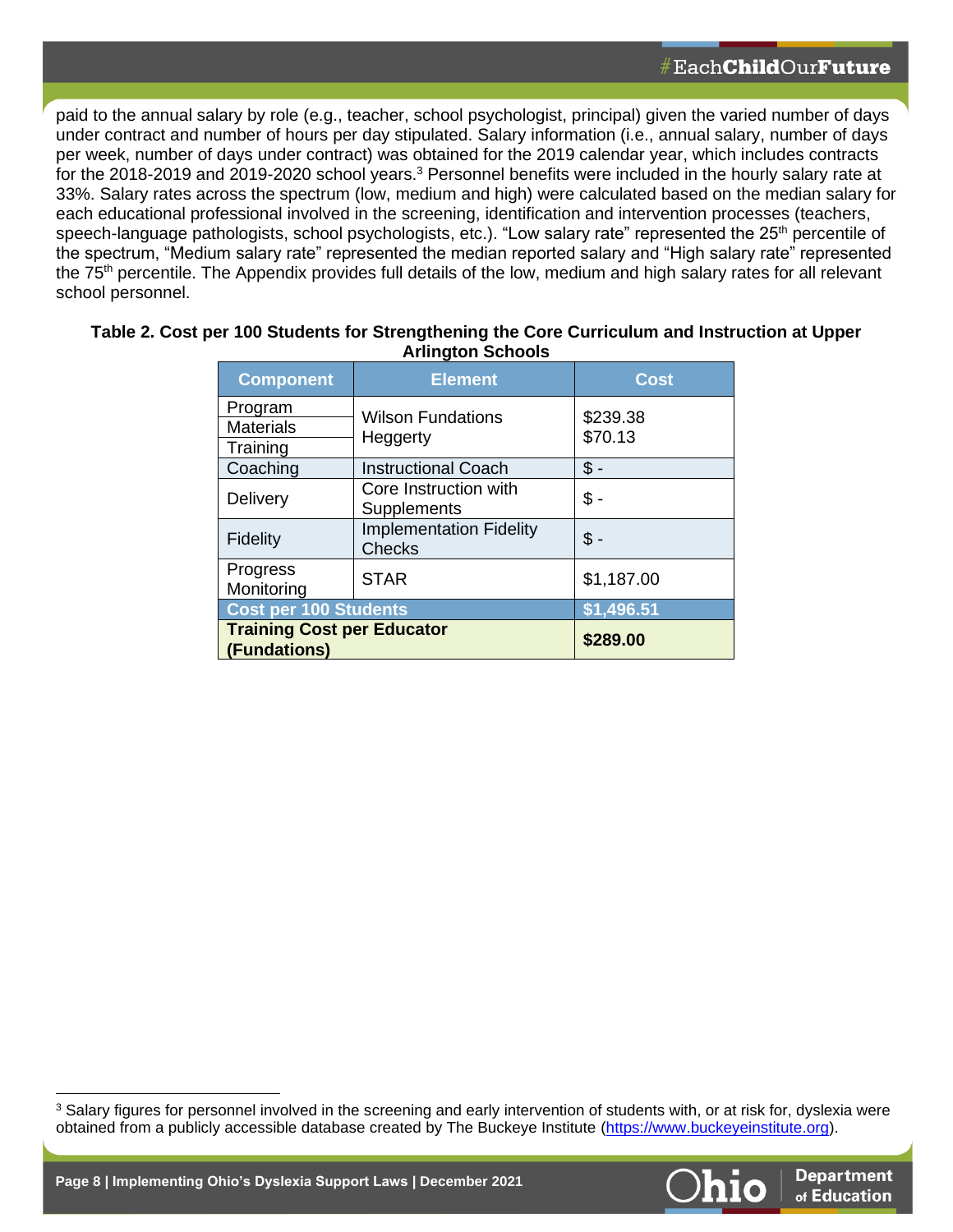paid to the annual salary by role (e.g., teacher, school psychologist, principal) given the varied number of days under contract and number of hours per day stipulated. Salary information (i.e., annual salary, number of days per week, number of days under contract) was obtained for the 2019 calendar year, which includes contracts for the 2018-2019 and 2019-2020 school years.[3] Personnel benefits were included in the hourly salary rate at 33%. Salary rates across the spectrum (low, medium and high) were calculated based on the median salary for each educational professional involved in the screening, identification and intervention processes (teachers, speech-language pathologists, school psychologists, etc.). "Low salary rate" represented the 25th percentile of the spectrum, "Medium salary rate" represented the median reported salary and "High salary rate" represented the 75th percentile. The Appendix provides full details of the low, medium and high salary rates for all relevant school personnel.

**Table 2. Cost per 100 Students for Strengthening the Core Curriculum and Instruction at Upper Arlington Schools**

| Component | Element | Cost |
|---|---|---|
| Program<br>Materials<br>Training | Wilson Fundations<br>Heggerty | $239.38<br>$70.13 |
| Coaching | Instructional Coach | $ - |
| Delivery | Core Instruction with Supplements | $ - |
| Fidelity | Implementation Fidelity Checks | $ - |
| Progress Monitoring | STAR | $1,187.00 |
| **Cost per 100 Students** | | **$1,496.51** |
| **Training Cost per Educator (Fundations)** | | **$289.00** |

[3] Salary figures for personnel involved in the screening and early intervention of students with, or at risk for, dyslexia were obtained from a publicly accessible database created by The Buckeye Institute (https://www.buckeyeinstitute.org).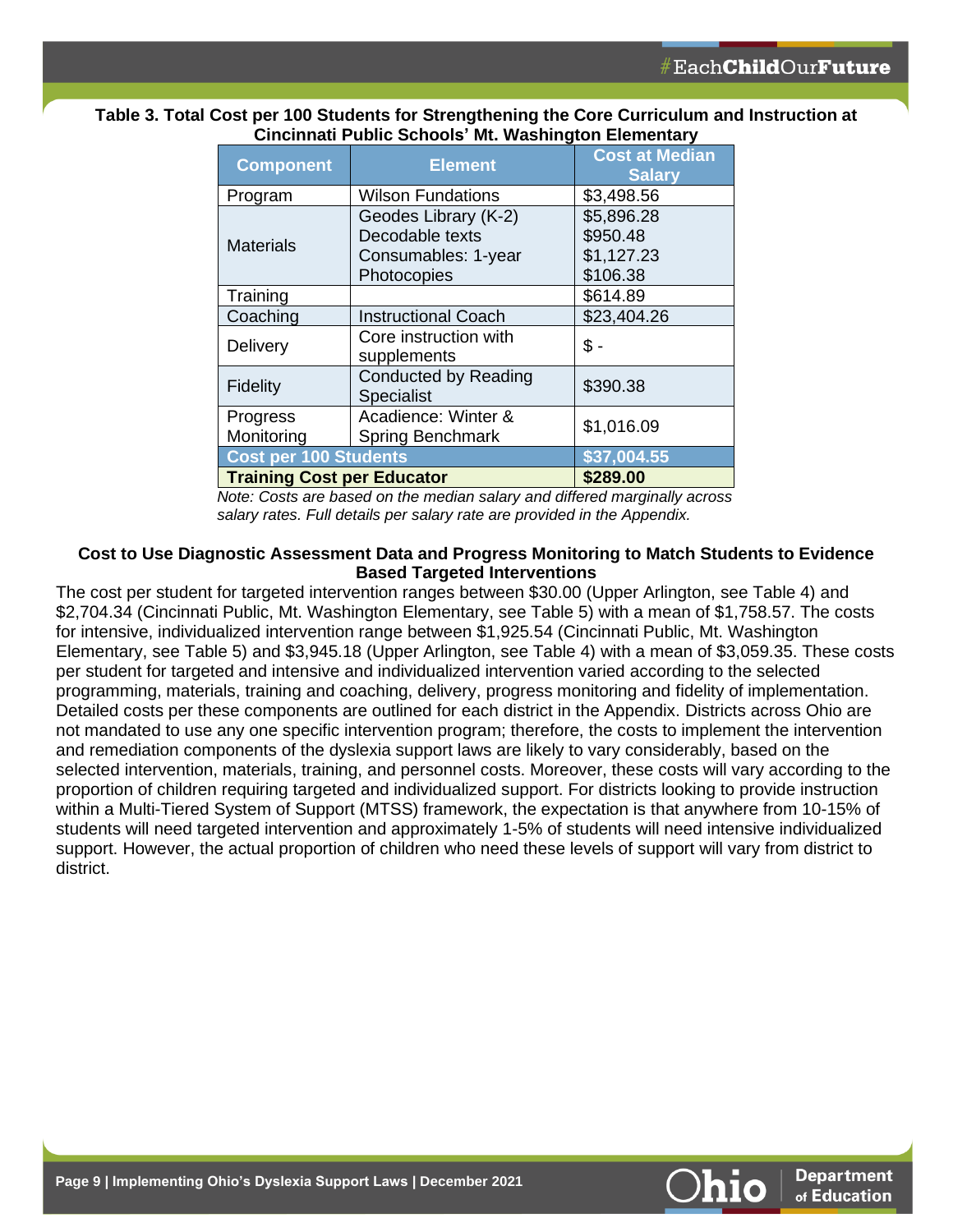**Table 3. Total Cost per 100 Students for Strengthening the Core Curriculum and Instruction at Cincinnati Public Schools' Mt. Washington Elementary**

| Component | Element | Cost at Median Salary |
| --- | --- | --- |
| Program | Wilson Fundations | $3,498.56 |
| Materials | Geodes Library (K-2)<br>Decodable texts<br>Consumables: 1-year<br>Photocopies | $5,896.28<br>$950.48<br>$1,127.23<br>$106.38 |
| Training | | $614.89 |
| Coaching | Instructional Coach | $23,404.26 |
| Delivery | Core instruction with supplements | $ - |
| Fidelity | Conducted by Reading Specialist | $390.38 |
| Progress Monitoring | Acadience: Winter & Spring Benchmark | $1,016.09 |
| **Cost per 100 Students** | | **$37,004.55** |
| **Training Cost per Educator** | | **$289.00** |

*Note: Costs are based on the median salary and differed marginally across salary rates. Full details per salary rate are provided in the Appendix.*

**Cost to Use Diagnostic Assessment Data and Progress Monitoring to Match Students to Evidence Based Targeted Interventions**

The cost per student for targeted intervention ranges between $30.00 (Upper Arlington, see Table 4) and $2,704.34 (Cincinnati Public, Mt. Washington Elementary, see Table 5) with a mean of $1,758.57. The costs for intensive, individualized intervention range between $1,925.54 (Cincinnati Public, Mt. Washington Elementary, see Table 5) and $3,945.18 (Upper Arlington, see Table 4) with a mean of $3,059.35. These costs per student for targeted and intensive and individualized intervention varied according to the selected programming, materials, training and coaching, delivery, progress monitoring and fidelity of implementation. Detailed costs per these components are outlined for each district in the Appendix. Districts across Ohio are not mandated to use any one specific intervention program; therefore, the costs to implement the intervention and remediation components of the dyslexia support laws are likely to vary considerably, based on the selected intervention, materials, training, and personnel costs. Moreover, these costs will vary according to the proportion of children requiring targeted and individualized support. For districts looking to provide instruction within a Multi-Tiered System of Support (MTSS) framework, the expectation is that anywhere from 10-15% of students will need targeted intervention and approximately 1-5% of students will need intensive individualized support. However, the actual proportion of children who need these levels of support will vary from district to district.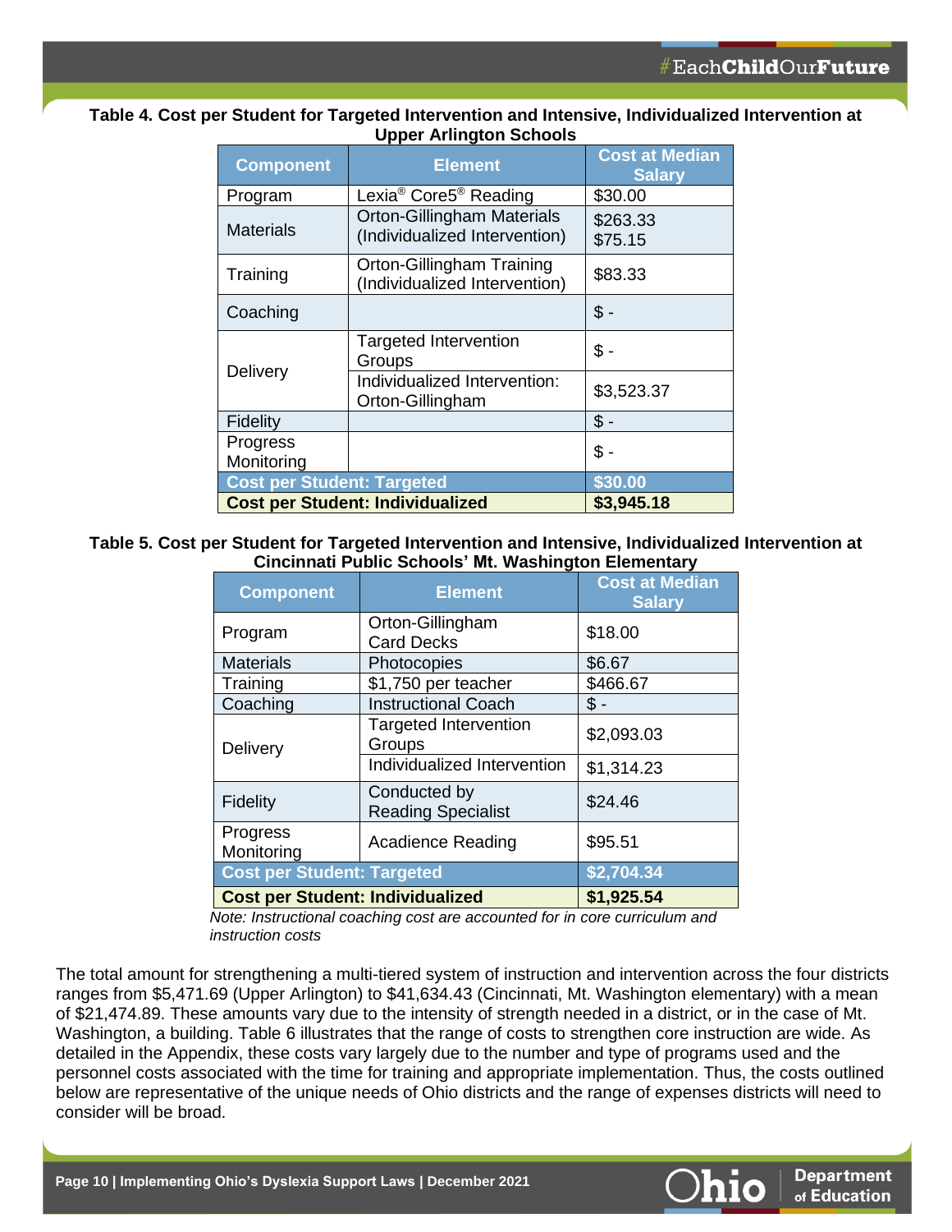**Table 4. Cost per Student for Targeted Intervention and Intensive, Individualized Intervention at Upper Arlington Schools**

| Component | Element | Cost at Median Salary |
|---|---|---|
| Program | Lexia® Core5® Reading | $30.00 |
| Materials | Orton-Gillingham Materials (Individualized Intervention) | $263.33 $75.15 |
| Training | Orton-Gillingham Training (Individualized Intervention) | $83.33 |
| Coaching | | $ - |
| Delivery | Targeted Intervention Groups | $ - |
| | Individualized Intervention: Orton-Gillingham | $3,523.37 |
| Fidelity | | $ - |
| Progress Monitoring | | $ - |
| **Cost per Student: Targeted** | | **$30.00** |
| **Cost per Student: Individualized** | | **$3,945.18** |

**Table 5. Cost per Student for Targeted Intervention and Intensive, Individualized Intervention at Cincinnati Public Schools' Mt. Washington Elementary**

| Component | Element | Cost at Median Salary |
|---|---|---|
| Program | Orton-Gillingham Card Decks | $18.00 |
| Materials | Photocopies | $6.67 |
| Training | $1,750 per teacher | $466.67 |
| Coaching | Instructional Coach | $ - |
| Delivery | Targeted Intervention Groups | $2,093.03 |
| | Individualized Intervention | $1,314.23 |
| Fidelity | Conducted by Reading Specialist | $24.46 |
| Progress Monitoring | Acadience Reading | $95.51 |
| **Cost per Student: Targeted** | | **$2,704.34** |
| **Cost per Student: Individualized** | | **$1,925.54** |

*Note: Instructional coaching cost are accounted for in core curriculum and instruction costs*

The total amount for strengthening a multi-tiered system of instruction and intervention across the four districts ranges from $5,471.69 (Upper Arlington) to $41,634.43 (Cincinnati, Mt. Washington elementary) with a mean of $21,474.89. These amounts vary due to the intensity of strength needed in a district, or in the case of Mt. Washington, a building. Table 6 illustrates that the range of costs to strengthen core instruction are wide. As detailed in the Appendix, these costs vary largely due to the number and type of programs used and the personnel costs associated with the time for training and appropriate implementation. Thus, the costs outlined below are representative of the unique needs of Ohio districts and the range of expenses districts will need to consider will be broad.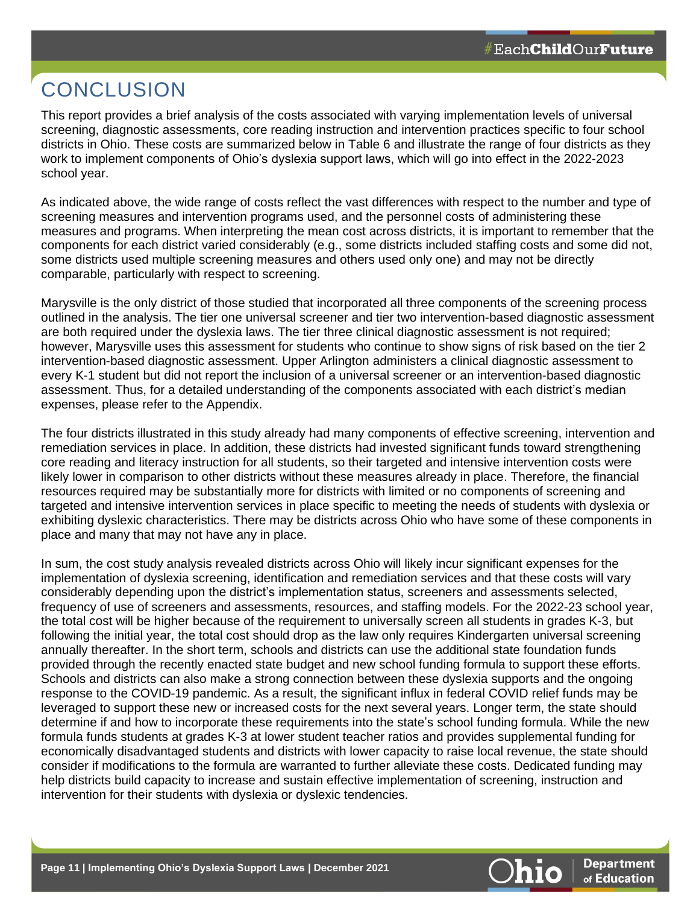# CONCLUSION

This report provides a brief analysis of the costs associated with varying implementation levels of universal screening, diagnostic assessments, core reading instruction and intervention practices specific to four school districts in Ohio. These costs are summarized below in Table 6 and illustrate the range of four districts as they work to implement components of Ohio's dyslexia support laws, which will go into effect in the 2022-2023 school year.

As indicated above, the wide range of costs reflect the vast differences with respect to the number and type of screening measures and intervention programs used, and the personnel costs of administering these measures and programs. When interpreting the mean cost across districts, it is important to remember that the components for each district varied considerably (e.g., some districts included staffing costs and some did not, some districts used multiple screening measures and others used only one) and may not be directly comparable, particularly with respect to screening.

Marysville is the only district of those studied that incorporated all three components of the screening process outlined in the analysis. The tier one universal screener and tier two intervention-based diagnostic assessment are both required under the dyslexia laws. The tier three clinical diagnostic assessment is not required; however, Marysville uses this assessment for students who continue to show signs of risk based on the tier 2 intervention-based diagnostic assessment. Upper Arlington administers a clinical diagnostic assessment to every K-1 student but did not report the inclusion of a universal screener or an intervention-based diagnostic assessment. Thus, for a detailed understanding of the components associated with each district's median expenses, please refer to the Appendix.

The four districts illustrated in this study already had many components of effective screening, intervention and remediation services in place. In addition, these districts had invested significant funds toward strengthening core reading and literacy instruction for all students, so their targeted and intensive intervention costs were likely lower in comparison to other districts without these measures already in place. Therefore, the financial resources required may be substantially more for districts with limited or no components of screening and targeted and intensive intervention services in place specific to meeting the needs of students with dyslexia or exhibiting dyslexic characteristics. There may be districts across Ohio who have some of these components in place and many that may not have any in place.

In sum, the cost study analysis revealed districts across Ohio will likely incur significant expenses for the implementation of dyslexia screening, identification and remediation services and that these costs will vary considerably depending upon the district's implementation status, screeners and assessments selected, frequency of use of screeners and assessments, resources, and staffing models. For the 2022-23 school year, the total cost will be higher because of the requirement to universally screen all students in grades K-3, but following the initial year, the total cost should drop as the law only requires Kindergarten universal screening annually thereafter. In the short term, schools and districts can use the additional state foundation funds provided through the recently enacted state budget and new school funding formula to support these efforts. Schools and districts can also make a strong connection between these dyslexia supports and the ongoing response to the COVID-19 pandemic. As a result, the significant influx in federal COVID relief funds may be leveraged to support these new or increased costs for the next several years. Longer term, the state should determine if and how to incorporate these requirements into the state's school funding formula. While the new formula funds students at grades K-3 at lower student teacher ratios and provides supplemental funding for economically disadvantaged students and districts with lower capacity to raise local revenue, the state should consider if modifications to the formula are warranted to further alleviate these costs. Dedicated funding may help districts build capacity to increase and sustain effective implementation of screening, instruction and intervention for their students with dyslexia or dyslexic tendencies.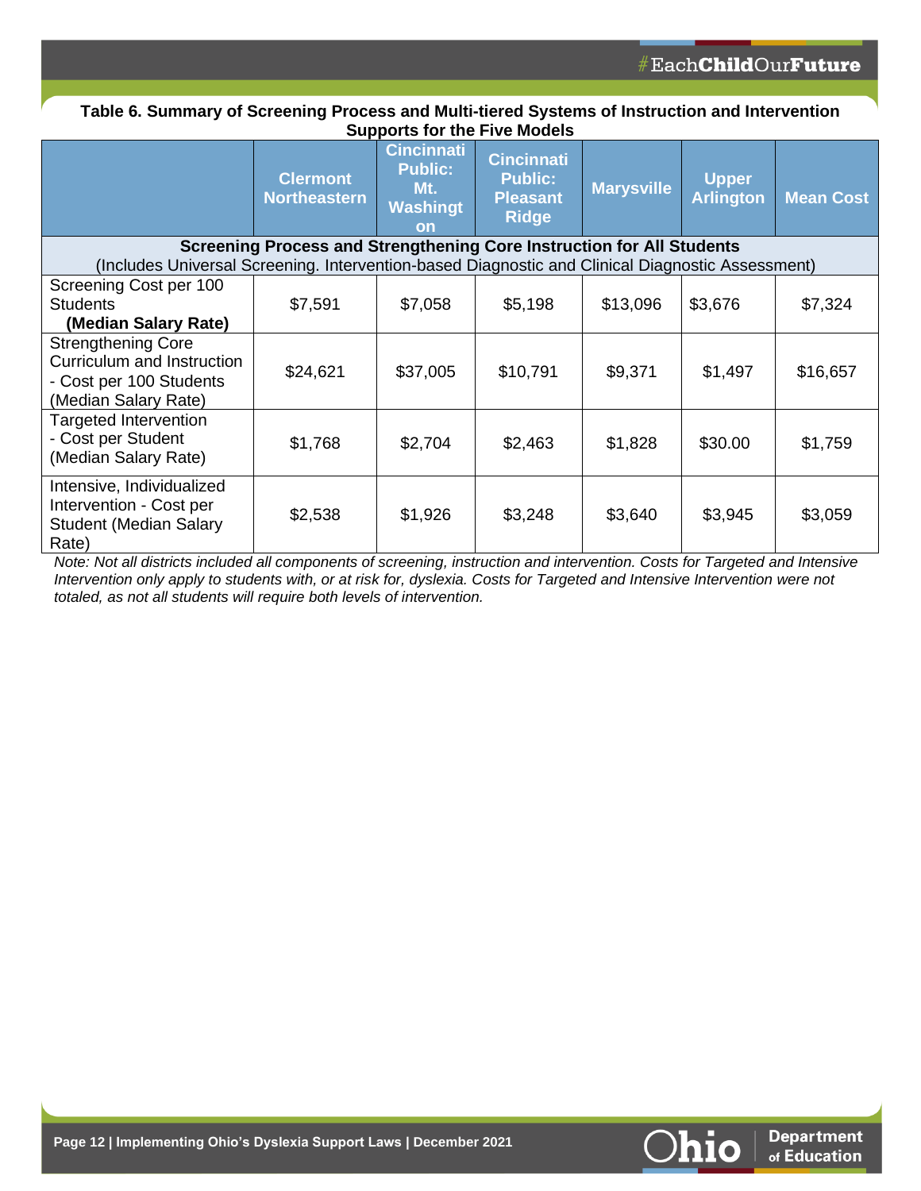**Table 6. Summary of Screening Process and Multi-tiered Systems of Instruction and Intervention Supports for the Five Models**

| | Clermont Northeastern | Cincinnati Public: Mt. Washington | Cincinnati Public: Pleasant Ridge | Marysville | Upper Arlington | Mean Cost |
|---|---|---|---|---|---|---|
| **Screening Process and Strengthening Core Instruction for All Students** (Includes Universal Screening. Intervention-based Diagnostic and Clinical Diagnostic Assessment) | | | | | | |
| Screening Cost per 100 Students **(Median Salary Rate)** | $7,591 | $7,058 | $5,198 | $13,096 | $3,676 | $7,324 |
| Strengthening Core Curriculum and Instruction - Cost per 100 Students (Median Salary Rate) | $24,621 | $37,005 | $10,791 | $9,371 | $1,497 | $16,657 |
| Targeted Intervention - Cost per Student (Median Salary Rate) | $1,768 | $2,704 | $2,463 | $1,828 | $30.00 | $1,759 |
| Intensive, Individualized Intervention - Cost per Student (Median Salary Rate) | $2,538 | $1,926 | $3,248 | $3,640 | $3,945 | $3,059 |

*Note: Not all districts included all components of screening, instruction and intervention. Costs for Targeted and Intensive Intervention only apply to students with, or at risk for, dyslexia. Costs for Targeted and Intensive Intervention were not totaled, as not all students will require both levels of intervention.*